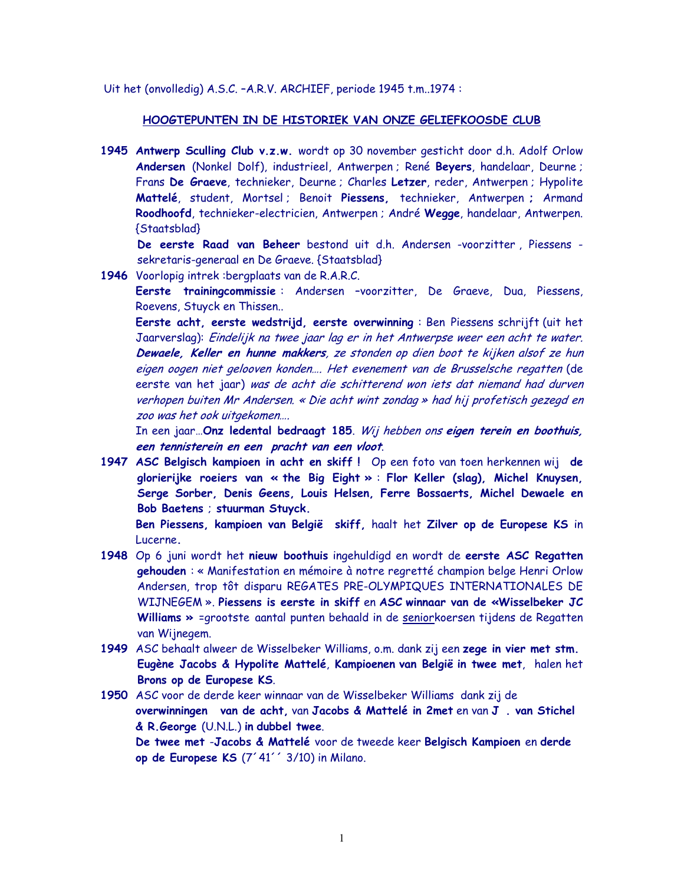Uit het (onvolledig) A.S.C. –A.R.V. ARCHIEF, periode 1945 t.m..1974 :

## HOOGTEPUNTEN IN DE HISTORIEK VAN ONZE GELIEFKOOSDE CLUB

**1945** **Antwerp Sculling Club v.z.w.** wordt op 30 november gesticht door d.h. Adolf Orlow **Andersen** (Nonkel Dolf), industrieel, Antwerpen ; René **Beyers**, handelaar, Deurne ; Frans **De Graeve**, technieker, Deurne ; Charles **Letzer**, reder, Antwerpen ; Hypolite **Mattelé**, student, Mortsel ; Benoit **Piessens,** technieker, Antwerpen **;** Armand **Roodhoofd**, technieker-electricien, Antwerpen ; André **Wegge**, handelaar, Antwerpen. {Staatsblad}

**De eerste Raad van Beheer** bestond uit d.h. Andersen -voorzitter , Piessens -sekretaris-generaal en De Graeve. {Staatsblad}

**1946** Voorlopig intrek :bergplaats van de R.A.R.C.

**Eerste trainingcommissie** : Andersen –voorzitter, De Graeve, Dua, Piessens, Roevens, Stuyck en Thissen..

**Eerste acht, eerste wedstrijd, eerste overwinning** : Ben Piessens schrijft (uit het Jaarverslag): *Eindelijk na twee jaar lag er in het Antwerpse weer een acht te water.* ***Dewaele, Keller en hunne makkers****, ze stonden op dien boot te kijken alsof ze hun eigen oogen niet gelooven konden…. Het evenement van de Brusselsche regatten* (de eerste van het jaar) *was de acht die schitterend won iets dat niemand had durven verhopen buiten Mr Andersen. « Die acht wint zondag » had hij profetisch gezegd en zoo was het ook uitgekomen….*

In een jaar…**Onz ledental bedraagt 185**. *Wij hebben ons* ***eigen terein en boothuis, een tennisterein en een pracht van een vloot****.*

**1947** **ASC Belgisch kampioen in acht en skiff !** Op een foto van toen herkennen wij **de glorierijke roeiers van « the Big Eight » : Flor Keller (slag), Michel Knuysen, Serge Sorber, Denis Geens, Louis Helsen, Ferre Bossaerts, Michel Dewaele en Bob Baetens** ; **stuurman Stuyck.**

**Ben Piessens, kampioen van België skiff,** haalt het **Zilver op de Europese KS** in Lucerne**.**

**1948** Op 6 juni wordt het **nieuw boothuis** ingehuldigd en wordt de **eerste ASC Regatten gehouden** : « Manifestation en mémoire à notre regretté champion belge Henri Orlow Andersen, trop tôt disparu REGATES PRE-OLYMPIQUES INTERNATIONALES DE WIJNEGEM ». **Piessens is eerste in skiff** en **ASC winnaar van de «Wisselbeker JC Williams »** =grootste aantal punten behaald in de senior koersen tijdens de Regatten van Wijnegem.

**1949** ASC behaalt alweer de Wisselbeker Williams, o.m. dank zij een **zege in vier met stm. Eugène Jacobs & Hypolite Mattelé**, **Kampioenen van België in twee met**, halen het **Brons op de Europese KS**.

**1950** ASC voor de derde keer winnaar van de Wisselbeker Williams dank zij de **overwinningen van de acht,** van **Jacobs & Mattelé in 2met** en van **J . van Stichel & R.George** (U.N.L.) **in dubbel twee**.

**De twee met** -**Jacobs & Mattelé** voor de tweede keer **Belgisch Kampioen** en **derde op de Europese KS** (7´41´´ 3/10) in Milano.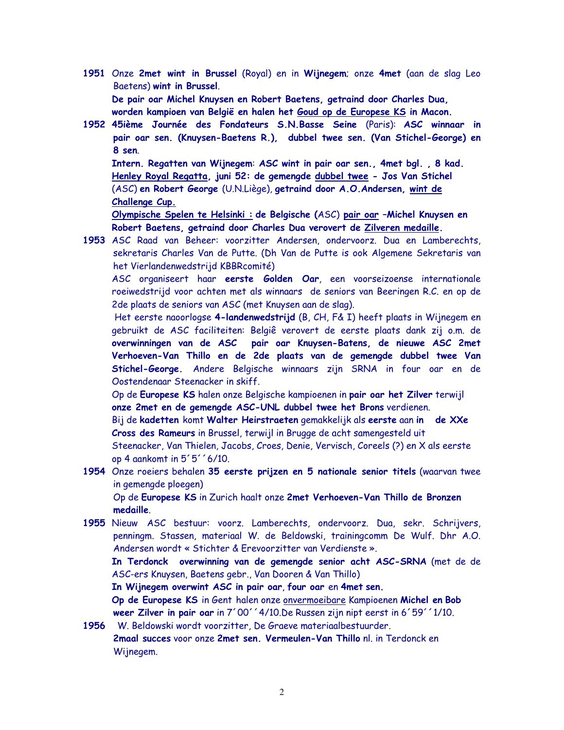**1951** Onze **2met wint in Brussel** (Royal) en in **Wijnegem**; onze **4met** (aan de slag Leo Baetens) **wint in Brussel**.
**De pair oar Michel Knuysen en Robert Baetens, getraind door Charles Dua, worden kampioen van België en halen het Goud op de Europese KS in Macon.**

**1952 45ième Journée des Fondateurs S.N.Basse Seine** (Paris): **ASC winnaar in pair oar sen. (Knuysen-Baetens R.), dubbel twee sen. (Van Stichel-George) en 8 sen**.
**Intern. Regatten van Wijnegem**: **ASC wint in pair oar sen., 4met bgl. , 8 kad.**
**Henley Royal Regatta, juni 52: de gemengde dubbel twee - Jos Van Stichel** (ASC) **en Robert George** (U.N.Liège), **getraind door A.O.Andersen, wint de Challenge Cup.**
**Olympische Spelen te Helsinki : de Belgische (**ASC) **pair oar –Michel Knuysen en Robert Baetens, getraind door Charles Dua verovert de Zilveren medaille.**

**1953** ASC Raad van Beheer: voorzitter Andersen, ondervoorz. Dua en Lamberechts, sekretaris Charles Van de Putte. (Dh Van de Putte is ook Algemene Sekretaris van het Vierlandenwedstrijd KBBRcomité)
ASC organiseert haar **eerste Golden Oar**, een voorseizoense internationale roeiwedstrijd voor achten met als winnaars de seniors van Beeringen R.C. en op de 2de plaats de seniors van ASC (met Knuysen aan de slag).
Het eerste naoorlogse **4-landenwedstrijd** (B, CH, F& I) heeft plaats in Wijnegem en gebruikt de ASC faciliteiten: Belgiê verovert de eerste plaats dank zij o.m. de **overwinningen van de ASC pair oar Knuysen-Batens, de nieuwe ASC 2met Verhoeven-Van Thillo en de 2de plaats van de gemengde dubbel twee Van Stichel-George.** Andere Belgische winnaars zijn SRNA in four oar en de Oostendenaar Steenacker in skiff.
Op de **Europese KS** halen onze Belgische kampioenen in **pair oar het Zilver** terwijl **onze 2met en de gemengde ASC-UNL dubbel twee het Brons** verdienen.
Bij de **kadetten** komt **Walter Heirstraeten** gemakkelijk als **eerste** aan **in de XXe Cross des Rameurs** in Brussel, terwijl in Brugge de acht samengesteld uit Steenacker, Van Thielen, Jacobs, Croes, Denie, Vervisch, Coreels (?) en X als eerste op 4 aankomt in 5´5´´6/10.

**1954** Onze roeiers behalen **35 eerste prijzen en 5 nationale senior titels** (waarvan twee in gemengde ploegen)
Op de **Europese KS** in Zurich haalt onze **2met Verhoeven-Van Thillo de Bronzen medaille**.

**1955** Nieuw ASC bestuur: voorz. Lamberechts, ondervoorz. Dua, sekr. Schrijvers, penningm. Stassen, materiaal W. de Beldowski, trainingcomm De Wulf. Dhr A.O. Andersen wordt « Stichter & Erevoorzitter van Verdienste ».
**In Terdonck overwinning van de gemengde senior acht ASC-SRNA** (met de de ASC-ers Knuysen, Baetens gebr., Van Dooren & Van Thillo)
**In Wijnegem overwint ASC in pair oar, four oar** en **4met sen.**
**Op de Europese KS** in Gent halen onze onvermoeibare Kampioenen **Michel en Bob weer Zilver in pair oar** in 7´00´´4/10.De Russen zijn nipt eerst in 6´59´´1/10.

**1956** W. Beldowski wordt voorzitter, De Graeve materiaalbestuurder.
**2maal succes** voor onze **2met sen. Vermeulen-Van Thillo** nl. in Terdonck en Wijnegem.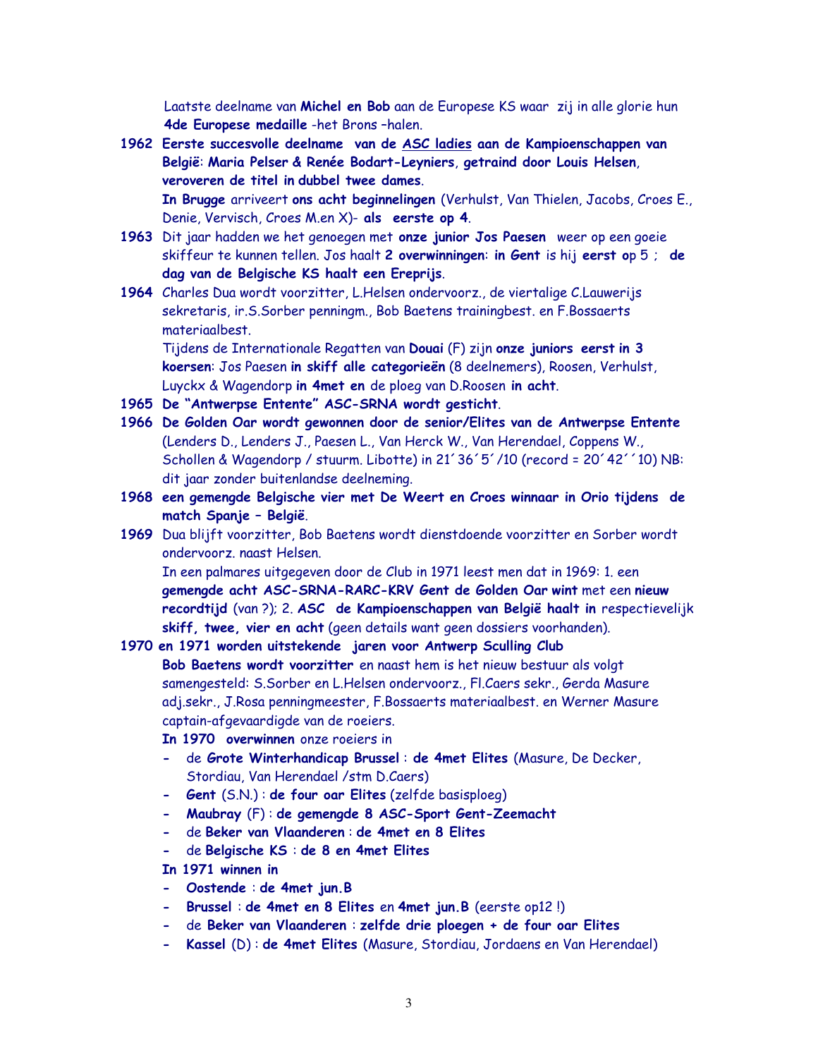Laatste deelname van **Michel en Bob** aan de Europese KS waar zij in alle glorie hun **4de Europese medaille** -het Brons –halen.

**1962** **Eerste succesvolle deelname van de ASC ladies aan de Kampioenschappen van België**: **Maria Pelser & Renée Bodart-Leyniers**, **getraind door Louis Helsen**, **veroveren de titel in dubbel twee dames**.

**In Brugge** arriveert **ons acht beginnelingen** (Verhulst, Van Thielen, Jacobs, Croes E., Denie, Vervisch, Croes M.en X)- **als eerste op 4**.

**1963** Dit jaar hadden we het genoegen met **onze junior Jos Paesen** weer op een goeie skiffeur te kunnen tellen. Jos haalt **2 overwinningen**: **in Gent** is hij **eerst** op 5 ; **de dag van de Belgische KS haalt een Ereprijs**.

**1964** Charles Dua wordt voorzitter, L.Helsen ondervoorz., de viertalige C.Lauwerijs sekretaris, ir.S.Sorber penningm., Bob Baetens trainingbest. en F.Bossaerts materiaalbest.

Tijdens de Internationale Regatten van **Douai** (F) zijn **onze juniors eerst in 3 koersen**: Jos Paesen **in skiff alle categorieën** (8 deelnemers), Roosen, Verhulst, Luyckx & Wagendorp **in 4met en** de ploeg van D.Roosen **in acht**.

**1965** **De "Antwerpse Entente" ASC-SRNA wordt gesticht**.

**1966** **De Golden Oar wordt gewonnen door de senior/Elites van de Antwerpse Entente** (Lenders D., Lenders J., Paesen L., Van Herck W., Van Herendael, Coppens W., Schollen & Wagendorp / stuurm. Libotte) in 21´36´5´/10 (record = 20´42´´10) NB: dit jaar zonder buitenlandse deelneming.

**1968** **een gemengde Belgische vier met De Weert en Croes winnaar in Orio tijdens de match Spanje – België**.

**1969** Dua blijft voorzitter, Bob Baetens wordt dienstdoende voorzitter en Sorber wordt ondervoorz. naast Helsen.

In een palmares uitgegeven door de Club in 1971 leest men dat in 1969: 1. een **gemengde acht ASC-SRNA-RARC-KRV Gent de Golden Oar wint** met een **nieuw recordtijd** (van ?); 2. **ASC de Kampioenschappen van België haalt in** respectievelijk **skiff, twee, vier en acht** (geen details want geen dossiers voorhanden).

**1970 en 1971 worden uitstekende jaren voor Antwerp Sculling Club**

**Bob Baetens wordt voorzitter** en naast hem is het nieuw bestuur als volgt samengesteld: S.Sorber en L.Helsen ondervoorz., Fl.Caers sekr., Gerda Masure adj.sekr., J.Rosa penningmeester, F.Bossaerts materiaalbest. en Werner Masure captain-afgevaardigde van de roeiers.

**In 1970 overwinnen** onze roeiers in

- de **Grote Winterhandicap Brussel** : **de 4met Elites** (Masure, De Decker, Stordiau, Van Herendael /stm D.Caers)
- **Gent** (S.N.) : **de four oar Elites** (zelfde basisploeg)
- **Maubray** (F) : **de gemengde 8 ASC-Sport Gent-Zeemacht**
- de **Beker van Vlaanderen** : **de 4met en 8 Elites**
- de **Belgische KS** : **de 8 en 4met Elites**

**In 1971 winnen in**

- **Oostende** : **de 4met jun.B**
- **Brussel** : **de 4met en 8 Elites** en **4met jun.B** (eerste op12 !)
- de **Beker van Vlaanderen** : **zelfde drie ploegen + de four oar Elites**
- **Kassel** (D) : **de 4met Elites** (Masure, Stordiau, Jordaens en Van Herendael)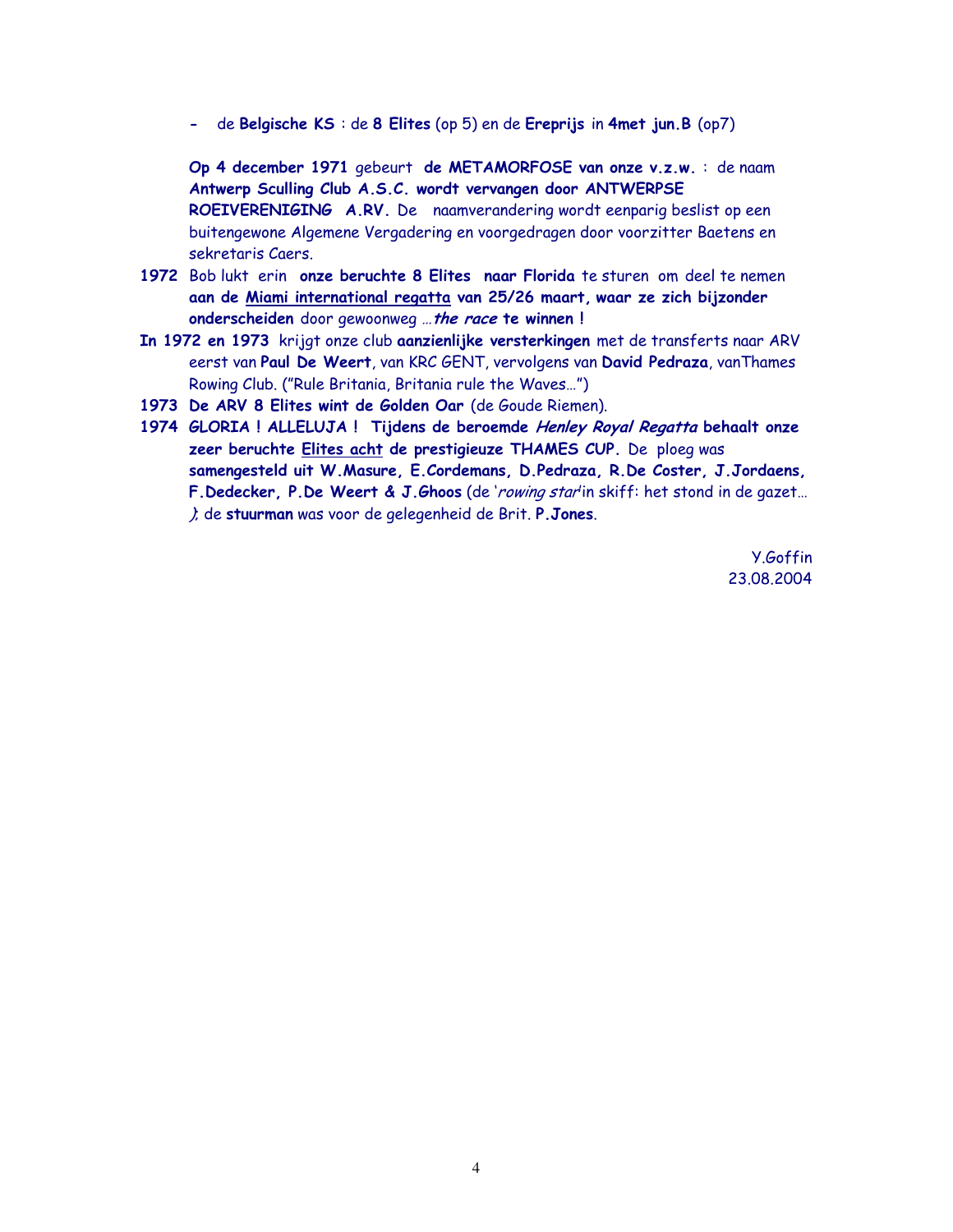- de **Belgische KS** : de **8 Elites** (op 5) en de **Ereprijs** in **4met jun.B** (op7)

  **Op 4 december 1971** gebeurt **de METAMORFOSE van onze v.z.w.** : de naam **Antwerp Sculling Club A.S.C. wordt vervangen door ANTWERPSE ROEIVERENIGING A.RV.** De naamverandering wordt eenparig beslist op een buitengewone Algemene Vergadering en voorgedragen door voorzitter Baetens en sekretaris Caers.

**1972** Bob lukt erin **onze beruchte 8 Elites naar Florida** te sturen om deel te nemen **aan de Miami international regatta van 25/26 maart, waar ze zich bijzonder onderscheiden** door gewoonweg …***the race* te winnen !**

**In 1972 en 1973** krijgt onze club **aanzienlijke versterkingen** met de transferts naar ARV eerst van **Paul De Weert**, van KRC GENT, vervolgens van **David Pedraza**, vanThames Rowing Club. ("Rule Britania, Britania rule the Waves…")

**1973 De ARV 8 Elites wint de Golden Oar** (de Goude Riemen).

**1974 GLORIA ! ALLELUJA ! Tijdens de beroemde *Henley Royal Regatta* behaalt onze zeer beruchte Elites acht de prestigieuze THAMES CUP.** De ploeg was **samengesteld uit W.Masure, E.Cordemans, D.Pedraza, R.De Coster, J.Jordaens, F.Dedecker, P.De Weert & J.Ghoos** (de '*rowing star*'in skiff: het stond in de gazet… *)*; de **stuurman** was voor de gelegenheid de Brit. **P.Jones**.

Y.Goffin
23.08.2004